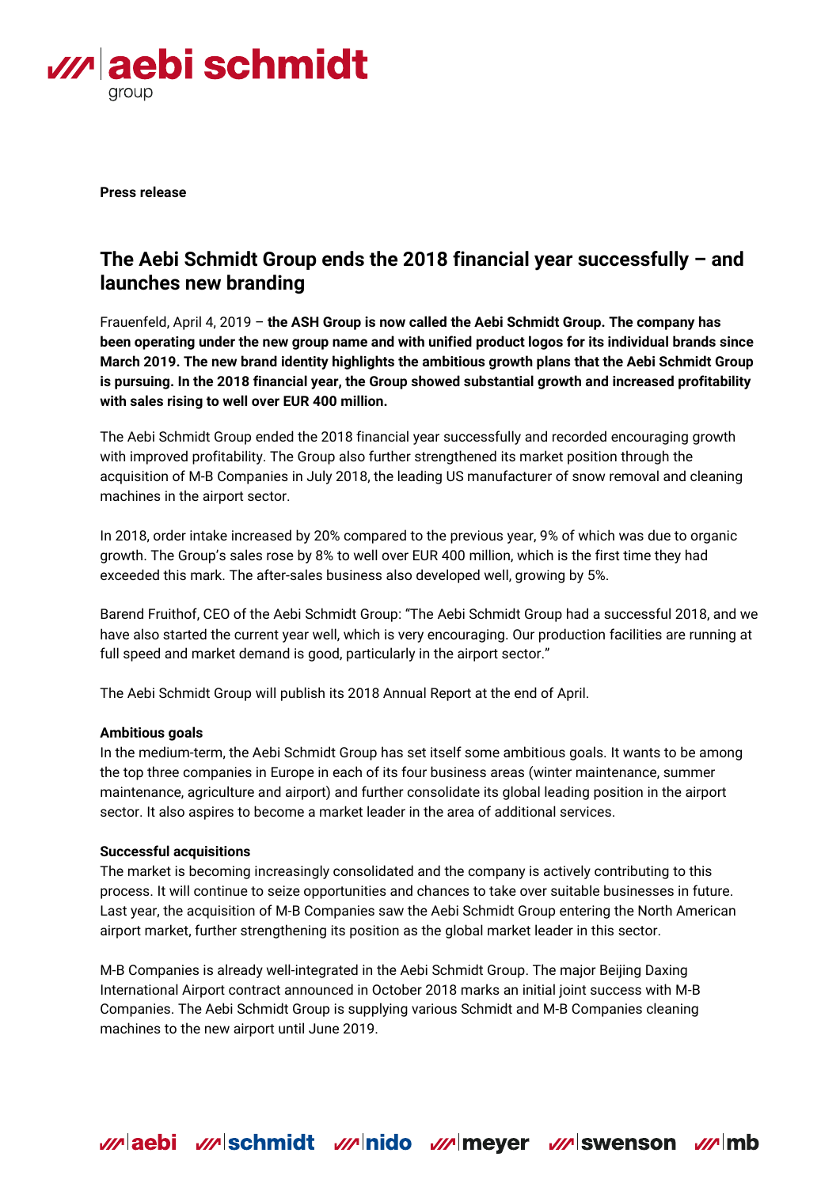**Press release**

# The Aebi Schmidt Group ends the 2018 financial year successfully – and launches new branding

Frauenfeld, April 4, 2019 – **the ASH Group is now called the Aebi Schmidt Group. The company has been operating under the new group name and with unified product logos for its individual brands since March 2019. The new brand identity highlights the ambitious growth plans that the Aebi Schmidt Group is pursuing. In the 2018 financial year, the Group showed substantial growth and increased profitability with sales rising to well over EUR 400 million.**

The Aebi Schmidt Group ended the 2018 financial year successfully and recorded encouraging growth with improved profitability. The Group also further strengthened its market position through the acquisition of M-B Companies in July 2018, the leading US manufacturer of snow removal and cleaning machines in the airport sector.

In 2018, order intake increased by 20% compared to the previous year, 9% of which was due to organic growth. The Group's sales rose by 8% to well over EUR 400 million, which is the first time they had exceeded this mark. The after-sales business also developed well, growing by 5%.

Barend Fruithof, CEO of the Aebi Schmidt Group: "The Aebi Schmidt Group had a successful 2018, and we have also started the current year well, which is very encouraging. Our production facilities are running at full speed and market demand is good, particularly in the airport sector."

The Aebi Schmidt Group will publish its 2018 Annual Report at the end of April.

**Ambitious goals**

In the medium-term, the Aebi Schmidt Group has set itself some ambitious goals. It wants to be among the top three companies in Europe in each of its four business areas (winter maintenance, summer maintenance, agriculture and airport) and further consolidate its global leading position in the airport sector. It also aspires to become a market leader in the area of additional services.

**Successful acquisitions**

The market is becoming increasingly consolidated and the company is actively contributing to this process. It will continue to seize opportunities and chances to take over suitable businesses in future. Last year, the acquisition of M-B Companies saw the Aebi Schmidt Group entering the North American airport market, further strengthening its position as the global market leader in this sector.

M-B Companies is already well-integrated in the Aebi Schmidt Group. The major Beijing Daxing International Airport contract announced in October 2018 marks an initial joint success with M-B Companies. The Aebi Schmidt Group is supplying various Schmidt and M-B Companies cleaning machines to the new airport until June 2019.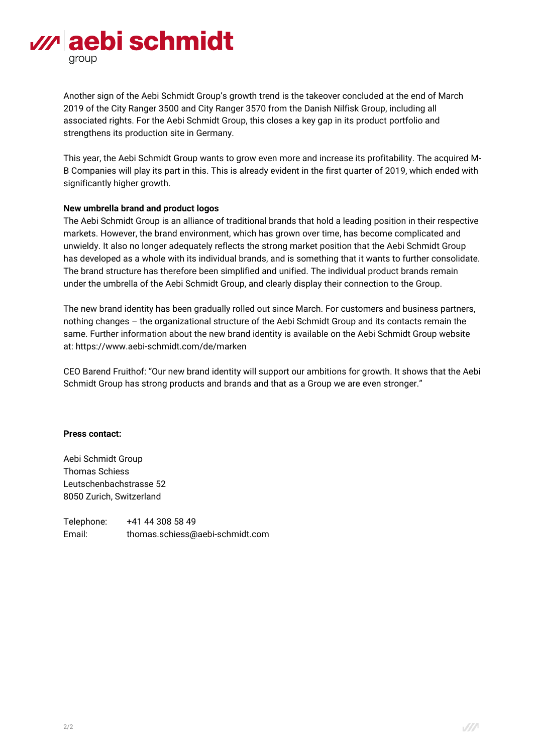Another sign of the Aebi Schmidt Group's growth trend is the takeover concluded at the end of March 2019 of the City Ranger 3500 and City Ranger 3570 from the Danish Nilfisk Group, including all associated rights. For the Aebi Schmidt Group, this closes a key gap in its product portfolio and strengthens its production site in Germany.

This year, the Aebi Schmidt Group wants to grow even more and increase its profitability. The acquired M-B Companies will play its part in this. This is already evident in the first quarter of 2019, which ended with significantly higher growth.

**New umbrella brand and product logos**

The Aebi Schmidt Group is an alliance of traditional brands that hold a leading position in their respective markets. However, the brand environment, which has grown over time, has become complicated and unwieldy. It also no longer adequately reflects the strong market position that the Aebi Schmidt Group has developed as a whole with its individual brands, and is something that it wants to further consolidate. The brand structure has therefore been simplified and unified. The individual product brands remain under the umbrella of the Aebi Schmidt Group, and clearly display their connection to the Group.

The new brand identity has been gradually rolled out since March. For customers and business partners, nothing changes – the organizational structure of the Aebi Schmidt Group and its contacts remain the same. Further information about the new brand identity is available on the Aebi Schmidt Group website at: https://www.aebi-schmidt.com/de/marken

CEO Barend Fruithof: "Our new brand identity will support our ambitions for growth. It shows that the Aebi Schmidt Group has strong products and brands and that as a Group we are even stronger."

**Press contact:**

Aebi Schmidt Group
Thomas Schiess
Leutschenbachstrasse 52
8050 Zurich, Switzerland

Telephone: +41 44 308 58 49
Email: thomas.schiess@aebi-schmidt.com